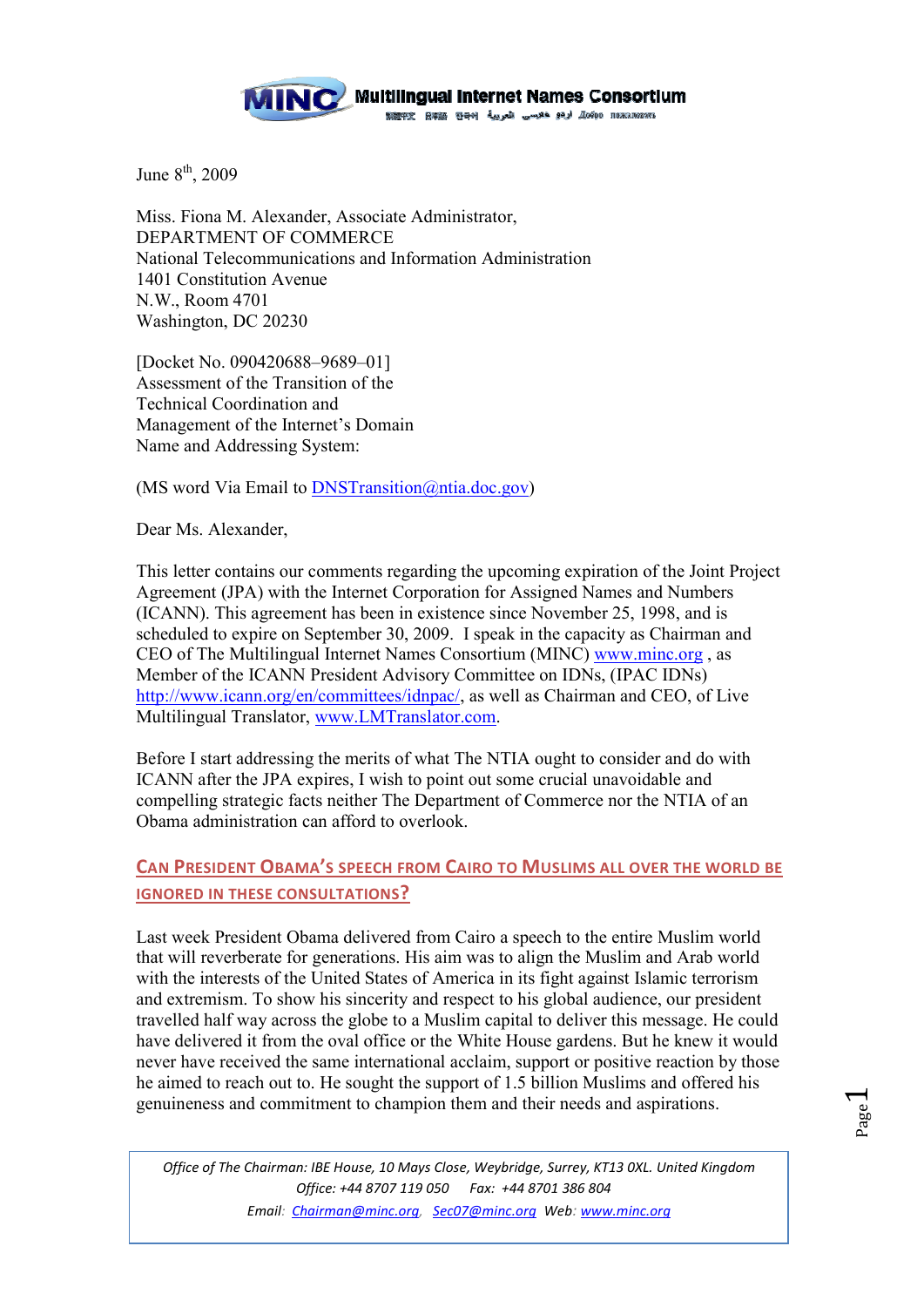**MINC Multilingual Internet Names Consortium**

June 8th, 2009

Miss. Fiona M. Alexander, Associate Administrator,
DEPARTMENT OF COMMERCE
National Telecommunications and Information Administration
1401 Constitution Avenue
N.W., Room 4701
Washington, DC 20230

[Docket No. 090420688–9689–01]
Assessment of the Transition of the
Technical Coordination and
Management of the Internet's Domain
Name and Addressing System:

(MS word Via Email to DNSTransition@ntia.doc.gov)

Dear Ms. Alexander,

This letter contains our comments regarding the upcoming expiration of the Joint Project Agreement (JPA) with the Internet Corporation for Assigned Names and Numbers (ICANN). This agreement has been in existence since November 25, 1998, and is scheduled to expire on September 30, 2009. I speak in the capacity as Chairman and CEO of The Multilingual Internet Names Consortium (MINC) www.minc.org , as Member of the ICANN President Advisory Committee on IDNs, (IPAC IDNs) http://www.icann.org/en/committees/idnpac/, as well as Chairman and CEO, of Live Multilingual Translator, www.LMTranslator.com.

Before I start addressing the merits of what The NTIA ought to consider and do with ICANN after the JPA expires, I wish to point out some crucial unavoidable and compelling strategic facts neither The Department of Commerce nor the NTIA of an Obama administration can afford to overlook.

## CAN PRESIDENT OBAMA'S SPEECH FROM CAIRO TO MUSLIMS ALL OVER THE WORLD BE IGNORED IN THESE CONSULTATIONS?

Last week President Obama delivered from Cairo a speech to the entire Muslim world that will reverberate for generations. His aim was to align the Muslim and Arab world with the interests of the United States of America in its fight against Islamic terrorism and extremism. To show his sincerity and respect to his global audience, our president travelled half way across the globe to a Muslim capital to deliver this message. He could have delivered it from the oval office or the White House gardens. But he knew it would never have received the same international acclaim, support or positive reaction by those he aimed to reach out to. He sought the support of 1.5 billion Muslims and offered his genuineness and commitment to champion them and their needs and aspirations.

*Office of The Chairman: IBE House, 10 Mays Close, Weybridge, Surrey, KT13 0XL. United Kingdom*
*Office: +44 8707 119 050 Fax: +44 8701 386 804*
*Email: Chairman@minc.org, Sec07@minc.org Web: www.minc.org*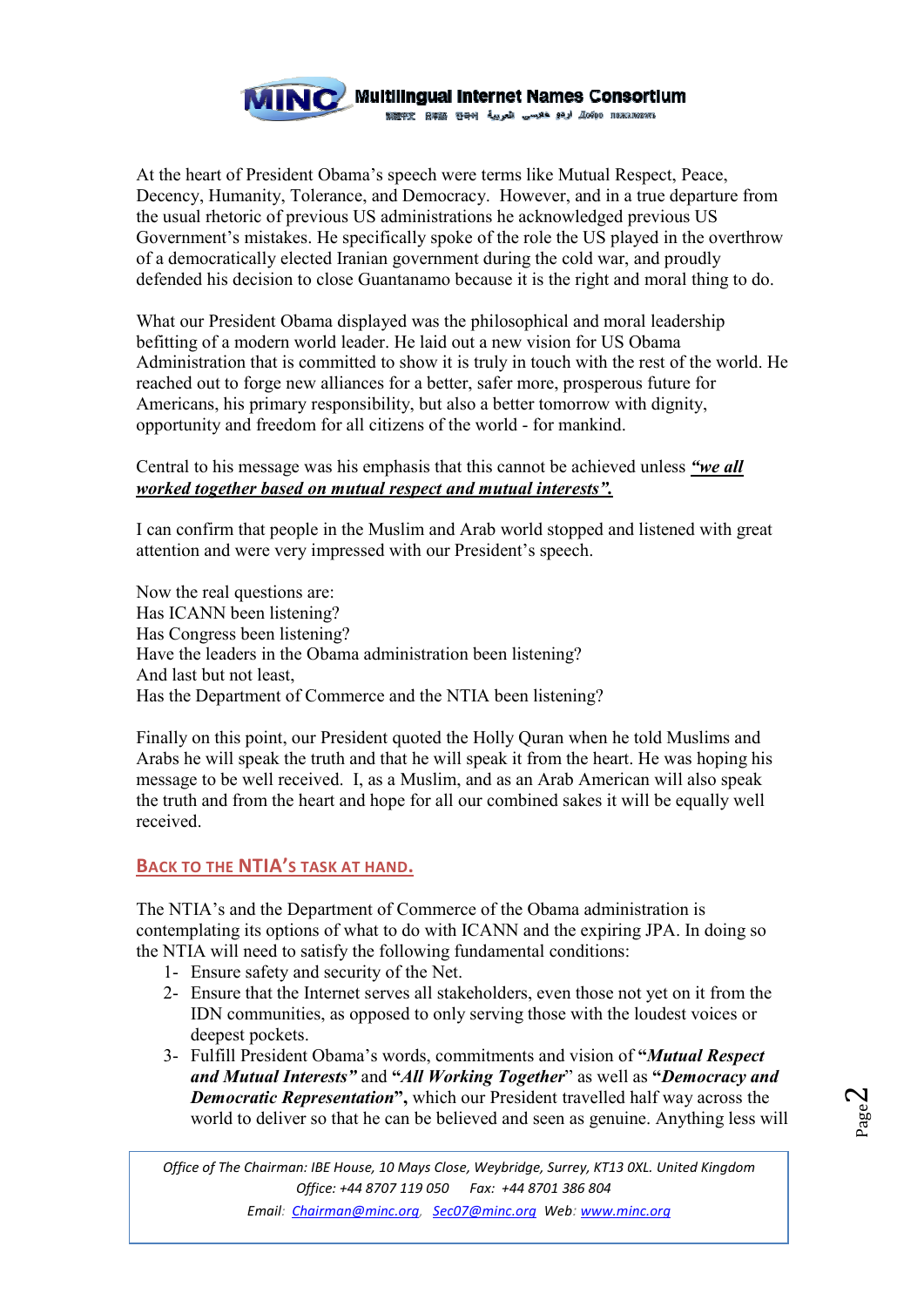At the heart of President Obama's speech were terms like Mutual Respect, Peace, Decency, Humanity, Tolerance, and Democracy. However, and in a true departure from the usual rhetoric of previous US administrations he acknowledged previous US Government's mistakes. He specifically spoke of the role the US played in the overthrow of a democratically elected Iranian government during the cold war, and proudly defended his decision to close Guantanamo because it is the right and moral thing to do.

What our President Obama displayed was the philosophical and moral leadership befitting of a modern world leader. He laid out a new vision for US Obama Administration that is committed to show it is truly in touch with the rest of the world. He reached out to forge new alliances for a better, safer more, prosperous future for Americans, his primary responsibility, but also a better tomorrow with dignity, opportunity and freedom for all citizens of the world - for mankind.

Central to his message was his emphasis that this cannot be achieved unless ***"we all worked together based on mutual respect and mutual interests".***

I can confirm that people in the Muslim and Arab world stopped and listened with great attention and were very impressed with our President's speech.

Now the real questions are:
Has ICANN been listening?
Has Congress been listening?
Have the leaders in the Obama administration been listening?
And last but not least,
Has the Department of Commerce and the NTIA been listening?

Finally on this point, our President quoted the Holly Quran when he told Muslims and Arabs he will speak the truth and that he will speak it from the heart. He was hoping his message to be well received. I, as a Muslim, and as an Arab American will also speak the truth and from the heart and hope for all our combined sakes it will be equally well received.

## BACK TO THE NTIA'S TASK AT HAND.

The NTIA's and the Department of Commerce of the Obama administration is contemplating its options of what to do with ICANN and the expiring JPA. In doing so the NTIA will need to satisfy the following fundamental conditions:

1- Ensure safety and security of the Net.
2- Ensure that the Internet serves all stakeholders, even those not yet on it from the IDN communities, as opposed to only serving those with the loudest voices or deepest pockets.
3- Fulfill President Obama's words, commitments and vision of **"*Mutual Respect and Mutual Interests"*** and **"*All Working Together*"** as well as **"*Democracy and Democratic Representation*",** which our President travelled half way across the world to deliver so that he can be believed and seen as genuine. Anything less will

*Office of The Chairman: IBE House, 10 Mays Close, Weybridge, Surrey, KT13 0XL. United Kingdom*
*Office: +44 8707 119 050 Fax: +44 8701 386 804*
*Email: Chairman@minc.org, Sec07@minc.org Web: www.minc.org*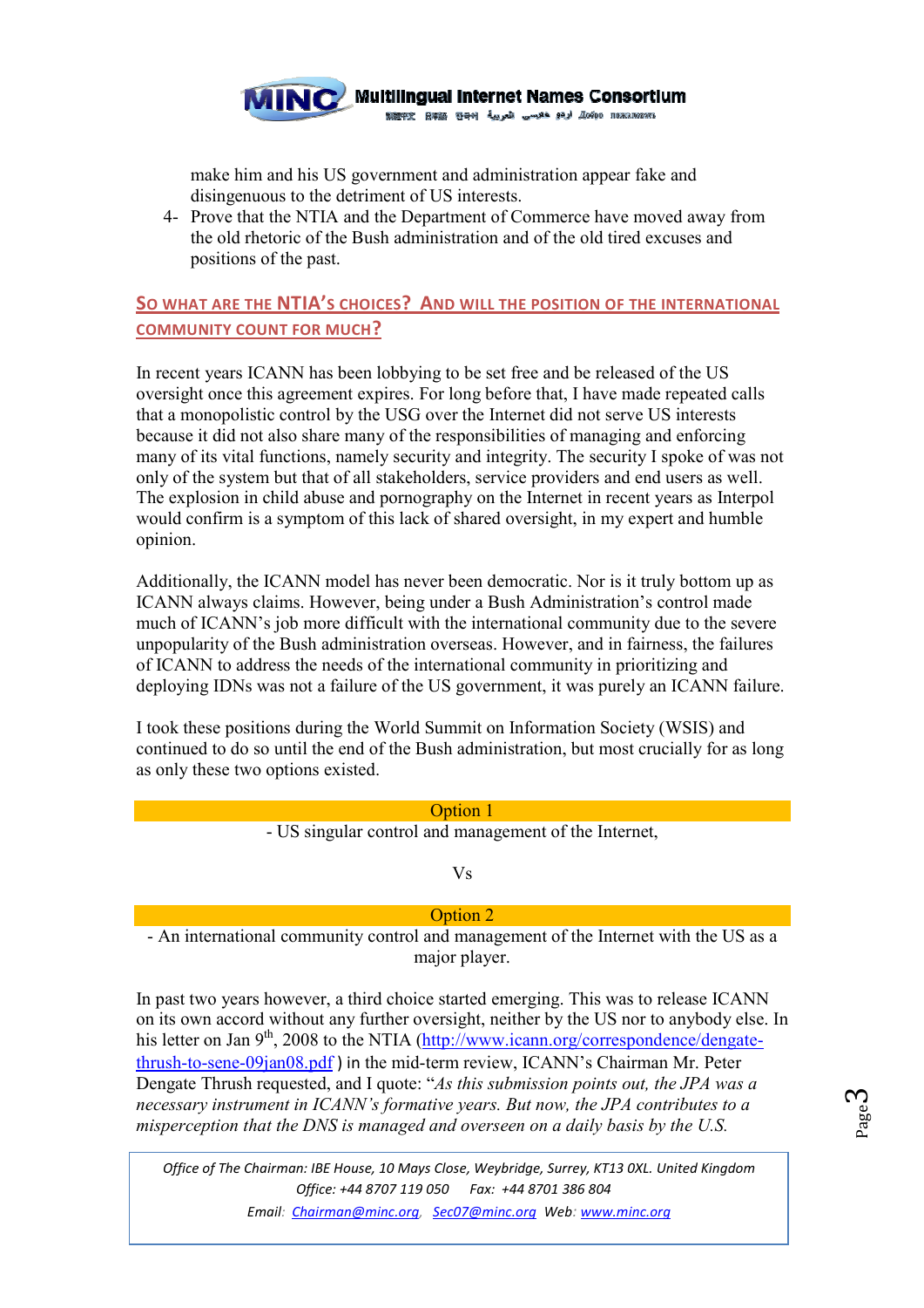make him and his US government and administration appear fake and disingenuous to the detriment of US interests.

4- Prove that the NTIA and the Department of Commerce have moved away from the old rhetoric of the Bush administration and of the old tired excuses and positions of the past.

## SO WHAT ARE THE NTIA'S CHOICES? AND WILL THE POSITION OF THE INTERNATIONAL COMMUNITY COUNT FOR MUCH?

In recent years ICANN has been lobbying to be set free and be released of the US oversight once this agreement expires. For long before that, I have made repeated calls that a monopolistic control by the USG over the Internet did not serve US interests because it did not also share many of the responsibilities of managing and enforcing many of its vital functions, namely security and integrity. The security I spoke of was not only of the system but that of all stakeholders, service providers and end users as well. The explosion in child abuse and pornography on the Internet in recent years as Interpol would confirm is a symptom of this lack of shared oversight, in my expert and humble opinion.

Additionally, the ICANN model has never been democratic. Nor is it truly bottom up as ICANN always claims. However, being under a Bush Administration's control made much of ICANN's job more difficult with the international community due to the severe unpopularity of the Bush administration overseas. However, and in fairness, the failures of ICANN to address the needs of the international community in prioritizing and deploying IDNs was not a failure of the US government, it was purely an ICANN failure.

I took these positions during the World Summit on Information Society (WSIS) and continued to do so until the end of the Bush administration, but most crucially for as long as only these two options existed.

**Option 1**

- US singular control and management of the Internet,

Vs

**Option 2**

- An international community control and management of the Internet with the US as a major player.

In past two years however, a third choice started emerging. This was to release ICANN on its own accord without any further oversight, neither by the US nor to anybody else. In his letter on Jan 9th, 2008 to the NTIA ([http://www.icann.org/correspondence/dengate-thrush-to-sene-09jan08.pdf](http://www.icann.org/correspondence/dengate-thrush-to-sene-09jan08.pdf) ) in the mid-term review, ICANN's Chairman Mr. Peter Dengate Thrush requested, and I quote: "*As this submission points out, the JPA was a necessary instrument in ICANN's formative years. But now, the JPA contributes to a misperception that the DNS is managed and overseen on a daily basis by the U.S.*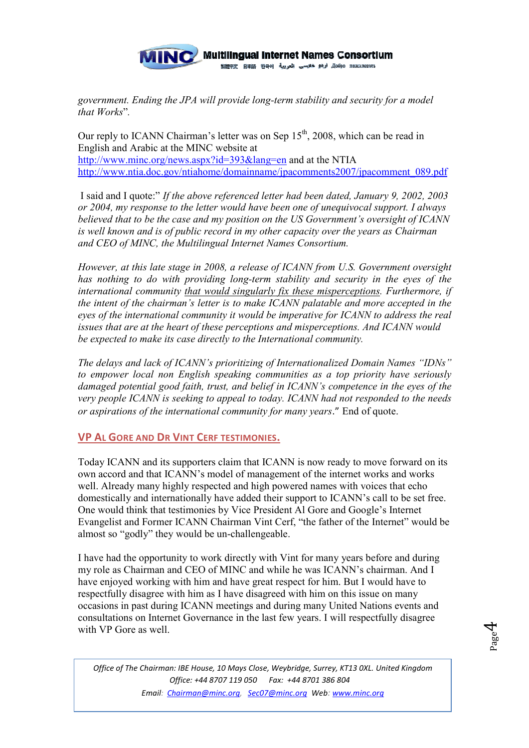*government. Ending the JPA will provide long-term stability and security for a model that Works*".

Our reply to ICANN Chairman's letter was on Sep 15th, 2008, which can be read in English and Arabic at the MINC website at http://www.minc.org/news.aspx?id=393&lang=en and at the NTIA http://www.ntia.doc.gov/ntiahome/domainname/jpacomments2007/jpacomment_089.pdf

I said and I quote:" *If the above referenced letter had been dated, January 9, 2002, 2003 or 2004, my response to the letter would have been one of unequivocal support. I always believed that to be the case and my position on the US Government's oversight of ICANN is well known and is of public record in my other capacity over the years as Chairman and CEO of MINC, the Multilingual Internet Names Consortium.*

*However, at this late stage in 2008, a release of ICANN from U.S. Government oversight has nothing to do with providing long-term stability and security in the eyes of the international community <u>that would singularly fix these misperceptions</u>. Furthermore, if the intent of the chairman's letter is to make ICANN palatable and more accepted in the eyes of the international community it would be imperative for ICANN to address the real issues that are at the heart of these perceptions and misperceptions. And ICANN would be expected to make its case directly to the International community.*

*The delays and lack of ICANN's prioritizing of Internationalized Domain Names "IDNs" to empower local non English speaking communities as a top priority have seriously damaged potential good faith, trust, and belief in ICANN's competence in the eyes of the very people ICANN is seeking to appeal to today. ICANN had not responded to the needs or aspirations of the international community for many years*." End of quote.

## VP AL GORE AND DR VINT CERF TESTIMONIES.

Today ICANN and its supporters claim that ICANN is now ready to move forward on its own accord and that ICANN's model of management of the internet works and works well. Already many highly respected and high powered names with voices that echo domestically and internationally have added their support to ICANN's call to be set free. One would think that testimonies by Vice President Al Gore and Google's Internet Evangelist and Former ICANN Chairman Vint Cerf, "the father of the Internet" would be almost so "godly" they would be un-challengeable.

I have had the opportunity to work directly with Vint for many years before and during my role as Chairman and CEO of MINC and while he was ICANN's chairman. And I have enjoyed working with him and have great respect for him. But I would have to respectfully disagree with him as I have disagreed with him on this issue on many occasions in past during ICANN meetings and during many United Nations events and consultations on Internet Governance in the last few years. I will respectfully disagree with VP Gore as well.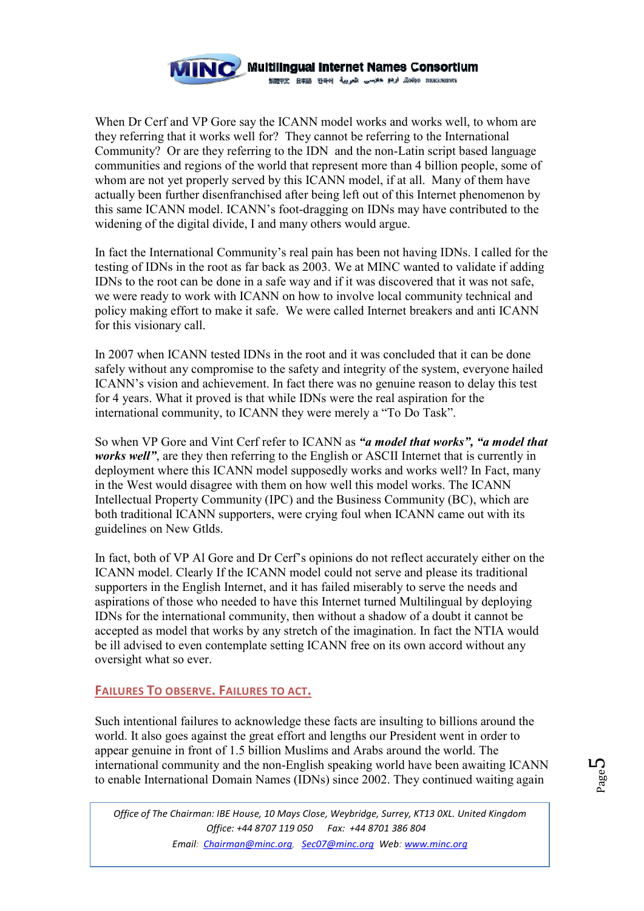When Dr Cerf and VP Gore say the ICANN model works and works well, to whom are they referring that it works well for? They cannot be referring to the International Community? Or are they referring to the IDN and the non-Latin script based language communities and regions of the world that represent more than 4 billion people, some of whom are not yet properly served by this ICANN model, if at all. Many of them have actually been further disenfranchised after being left out of this Internet phenomenon by this same ICANN model. ICANN's foot-dragging on IDNs may have contributed to the widening of the digital divide, I and many others would argue.

In fact the International Community's real pain has been not having IDNs. I called for the testing of IDNs in the root as far back as 2003. We at MINC wanted to validate if adding IDNs to the root can be done in a safe way and if it was discovered that it was not safe, we were ready to work with ICANN on how to involve local community technical and policy making effort to make it safe. We were called Internet breakers and anti ICANN for this visionary call.

In 2007 when ICANN tested IDNs in the root and it was concluded that it can be done safely without any compromise to the safety and integrity of the system, everyone hailed ICANN's vision and achievement. In fact there was no genuine reason to delay this test for 4 years. What it proved is that while IDNs were the real aspiration for the international community, to ICANN they were merely a "To Do Task".

So when VP Gore and Vint Cerf refer to ICANN as ***"a model that works", "a model that works well"***, are they then referring to the English or ASCII Internet that is currently in deployment where this ICANN model supposedly works and works well? In Fact, many in the West would disagree with them on how well this model works. The ICANN Intellectual Property Community (IPC) and the Business Community (BC), which are both traditional ICANN supporters, were crying foul when ICANN came out with its guidelines on New Gtlds.

In fact, both of VP Al Gore and Dr Cerf's opinions do not reflect accurately either on the ICANN model. Clearly If the ICANN model could not serve and please its traditional supporters in the English Internet, and it has failed miserably to serve the needs and aspirations of those who needed to have this Internet turned Multilingual by deploying IDNs for the international community, then without a shadow of a doubt it cannot be accepted as model that works by any stretch of the imagination. In fact the NTIA would be ill advised to even contemplate setting ICANN free on its own accord without any oversight what so ever.

## FAILURES TO OBSERVE. FAILURES TO ACT.

Such intentional failures to acknowledge these facts are insulting to billions around the world. It also goes against the great effort and lengths our President went in order to appear genuine in front of 1.5 billion Muslims and Arabs around the world. The international community and the non-English speaking world have been awaiting ICANN to enable International Domain Names (IDNs) since 2002. They continued waiting again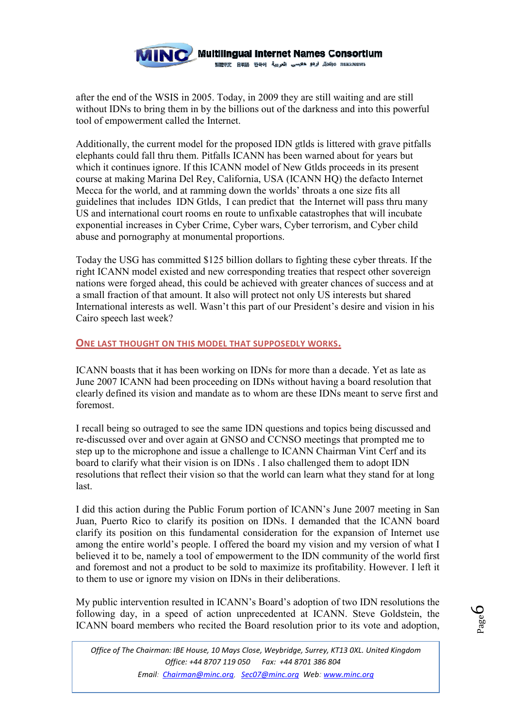after the end of the WSIS in 2005. Today, in 2009 they are still waiting and are still without IDNs to bring them in by the billions out of the darkness and into this powerful tool of empowerment called the Internet.

Additionally, the current model for the proposed IDN gtlds is littered with grave pitfalls elephants could fall thru them. Pitfalls ICANN has been warned about for years but which it continues ignore. If this ICANN model of New Gtlds proceeds in its present course at making Marina Del Rey, California, USA (ICANN HQ) the defacto Internet Mecca for the world, and at ramming down the worlds' throats a one size fits all guidelines that includes IDN Gtlds, I can predict that the Internet will pass thru many US and international court rooms en route to unfixable catastrophes that will incubate exponential increases in Cyber Crime, Cyber wars, Cyber terrorism, and Cyber child abuse and pornography at monumental proportions.

Today the USG has committed $125 billion dollars to fighting these cyber threats. If the right ICANN model existed and new corresponding treaties that respect other sovereign nations were forged ahead, this could be achieved with greater chances of success and at a small fraction of that amount. It also will protect not only US interests but shared International interests as well. Wasn't this part of our President's desire and vision in his Cairo speech last week?

## ONE LAST THOUGHT ON THIS MODEL THAT SUPPOSEDLY WORKS.

ICANN boasts that it has been working on IDNs for more than a decade. Yet as late as June 2007 ICANN had been proceeding on IDNs without having a board resolution that clearly defined its vision and mandate as to whom are these IDNs meant to serve first and foremost.

I recall being so outraged to see the same IDN questions and topics being discussed and re-discussed over and over again at GNSO and CCNSO meetings that prompted me to step up to the microphone and issue a challenge to ICANN Chairman Vint Cerf and its board to clarify what their vision is on IDNs . I also challenged them to adopt IDN resolutions that reflect their vision so that the world can learn what they stand for at long last.

I did this action during the Public Forum portion of ICANN's June 2007 meeting in San Juan, Puerto Rico to clarify its position on IDNs. I demanded that the ICANN board clarify its position on this fundamental consideration for the expansion of Internet use among the entire world's people. I offered the board my vision and my version of what I believed it to be, namely a tool of empowerment to the IDN community of the world first and foremost and not a product to be sold to maximize its profitability. However. I left it to them to use or ignore my vision on IDNs in their deliberations.

My public intervention resulted in ICANN's Board's adoption of two IDN resolutions the following day, in a speed of action unprecedented at ICANN. Steve Goldstein, the ICANN board members who recited the Board resolution prior to its vote and adoption,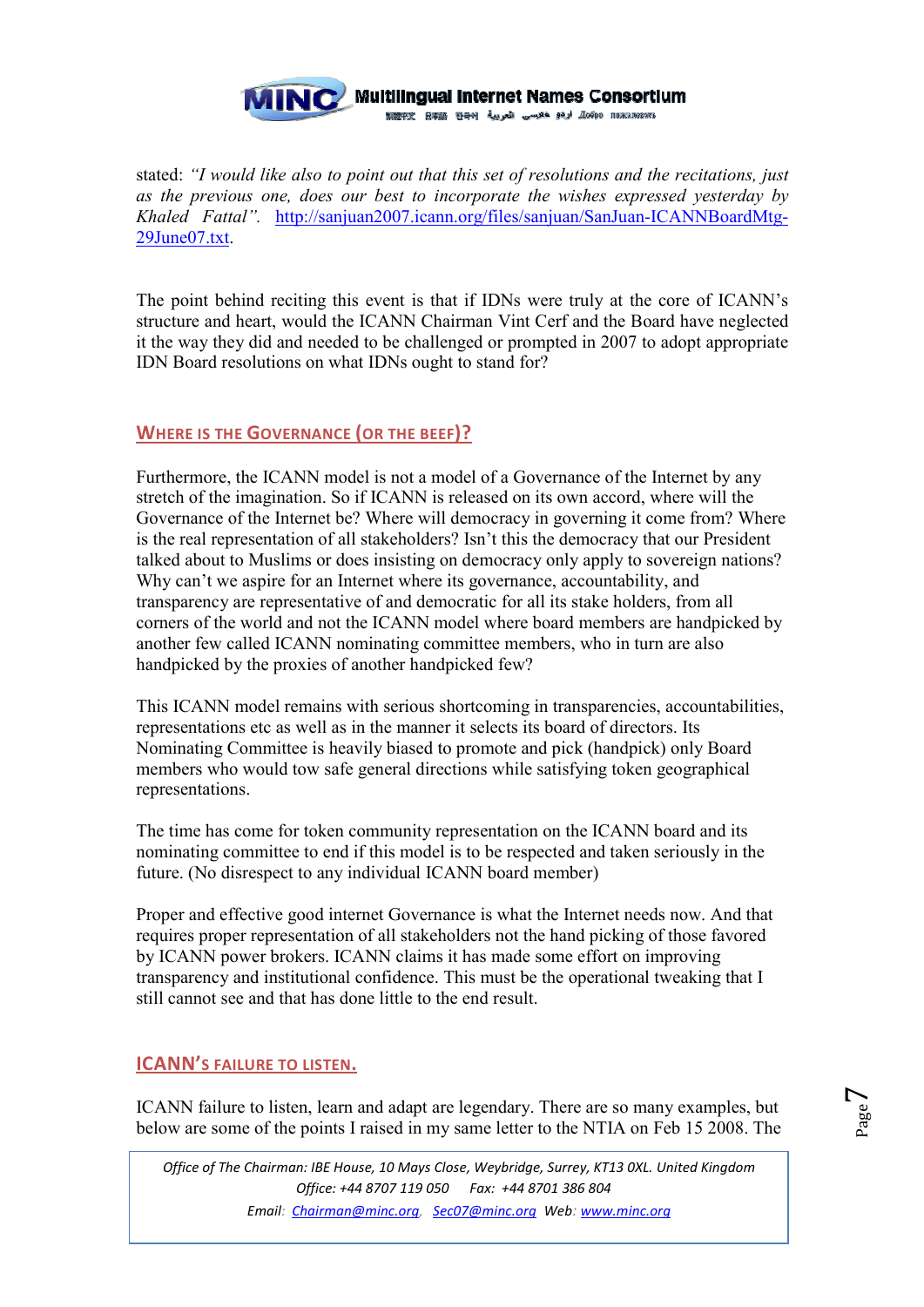stated: *"I would like also to point out that this set of resolutions and the recitations, just as the previous one, does our best to incorporate the wishes expressed yesterday by Khaled Fattal".* http://sanjuan2007.icann.org/files/sanjuan/SanJuan-ICANNBoardMtg-29June07.txt.

The point behind reciting this event is that if IDNs were truly at the core of ICANN's structure and heart, would the ICANN Chairman Vint Cerf and the Board have neglected it the way they did and needed to be challenged or prompted in 2007 to adopt appropriate IDN Board resolutions on what IDNs ought to stand for?

## WHERE IS THE GOVERNANCE (OR THE BEEF)?

Furthermore, the ICANN model is not a model of a Governance of the Internet by any stretch of the imagination. So if ICANN is released on its own accord, where will the Governance of the Internet be? Where will democracy in governing it come from? Where is the real representation of all stakeholders? Isn't this the democracy that our President talked about to Muslims or does insisting on democracy only apply to sovereign nations? Why can't we aspire for an Internet where its governance, accountability, and transparency are representative of and democratic for all its stake holders, from all corners of the world and not the ICANN model where board members are handpicked by another few called ICANN nominating committee members, who in turn are also handpicked by the proxies of another handpicked few?

This ICANN model remains with serious shortcoming in transparencies, accountabilities, representations etc as well as in the manner it selects its board of directors. Its Nominating Committee is heavily biased to promote and pick (handpick) only Board members who would tow safe general directions while satisfying token geographical representations.

The time has come for token community representation on the ICANN board and its nominating committee to end if this model is to be respected and taken seriously in the future. (No disrespect to any individual ICANN board member)

Proper and effective good internet Governance is what the Internet needs now. And that requires proper representation of all stakeholders not the hand picking of those favored by ICANN power brokers. ICANN claims it has made some effort on improving transparency and institutional confidence. This must be the operational tweaking that I still cannot see and that has done little to the end result.

## ICANN'S FAILURE TO LISTEN.

ICANN failure to listen, learn and adapt are legendary. There are so many examples, but below are some of the points I raised in my same letter to the NTIA on Feb 15 2008. The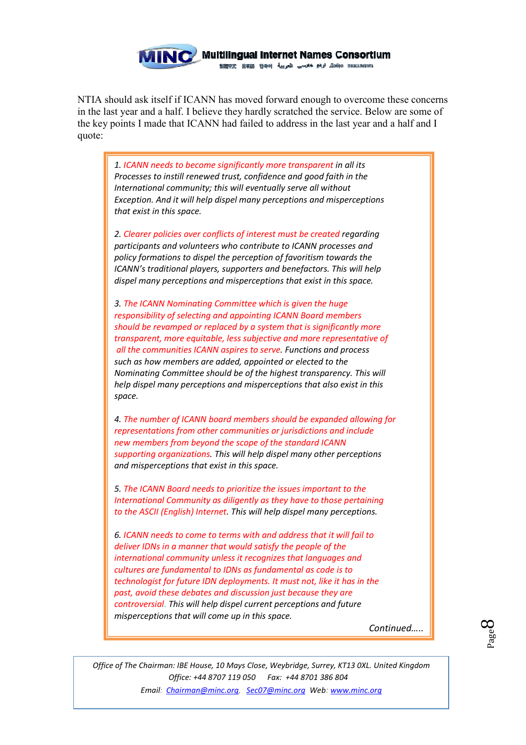NTIA should ask itself if ICANN has moved forward enough to overcome these concerns in the last year and a half. I believe they hardly scratched the service. Below are some of the key points I made that ICANN had failed to address in the last year and a half and I quote:

> *1. ICANN needs to become significantly more transparent in all its Processes to instill renewed trust, confidence and good faith in the International community; this will eventually serve all without Exception. And it will help dispel many perceptions and misperceptions that exist in this space.*
>
> *2. Clearer policies over conflicts of interest must be created regarding participants and volunteers who contribute to ICANN processes and policy formations to dispel the perception of favoritism towards the ICANN's traditional players, supporters and benefactors. This will help dispel many perceptions and misperceptions that exist in this space.*
>
> *3. The ICANN Nominating Committee which is given the huge responsibility of selecting and appointing ICANN Board members should be revamped or replaced by a system that is significantly more transparent, more equitable, less subjective and more representative of all the communities ICANN aspires to serve. Functions and process such as how members are added, appointed or elected to the Nominating Committee should be of the highest transparency. This will help dispel many perceptions and misperceptions that also exist in this space.*
>
> *4. The number of ICANN board members should be expanded allowing for representations from other communities or jurisdictions and include new members from beyond the scope of the standard ICANN supporting organizations. This will help dispel many other perceptions and misperceptions that exist in this space.*
>
> *5. The ICANN Board needs to prioritize the issues important to the International Community as diligently as they have to those pertaining to the ASCII (English) Internet. This will help dispel many perceptions.*
>
> *6. ICANN needs to come to terms with and address that it will fail to deliver IDNs in a manner that would satisfy the people of the international community unless it recognizes that languages and cultures are fundamental to IDNs as fundamental as code is to technologist for future IDN deployments. It must not, like it has in the past, avoid these debates and discussion just because they are controversial. This will help dispel current perceptions and future misperceptions that will come up in this space.*
>
> *Continued…..*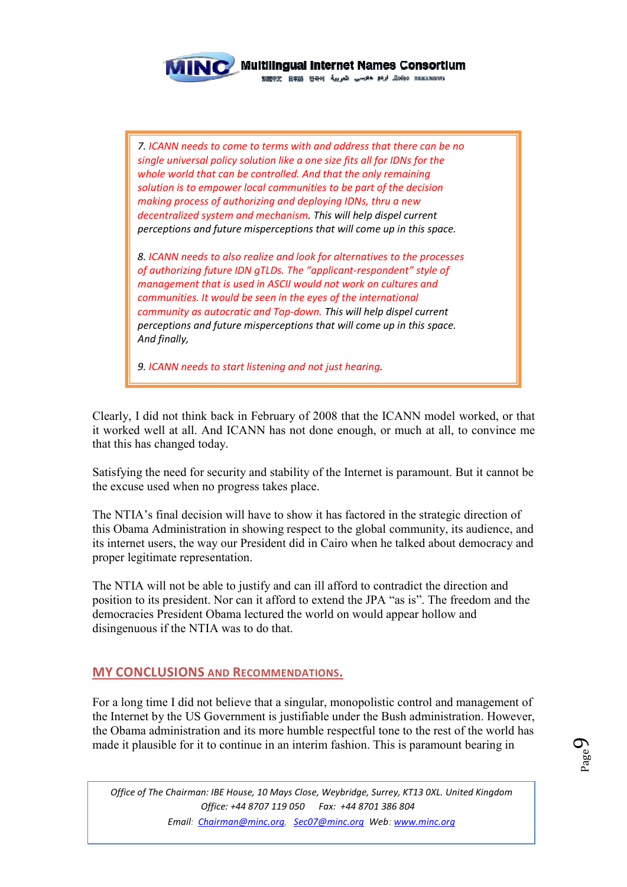> *7. ICANN needs to come to terms with and address that there can be no single universal policy solution like a one size fits all for IDNs for the whole world that can be controlled. And that the only remaining solution is to empower local communities to be part of the decision making process of authorizing and deploying IDNs, thru a new decentralized system and mechanism. This will help dispel current perceptions and future misperceptions that will come up in this space.*
>
> *8. ICANN needs to also realize and look for alternatives to the processes of authorizing future IDN gTLDs. The "applicant-respondent" style of management that is used in ASCII would not work on cultures and communities. It would be seen in the eyes of the international community as autocratic and Top-down. This will help dispel current perceptions and future misperceptions that will come up in this space. And finally,*
>
> *9. ICANN needs to start listening and not just hearing.*

Clearly, I did not think back in February of 2008 that the ICANN model worked, or that it worked well at all. And ICANN has not done enough, or much at all, to convince me that this has changed today.

Satisfying the need for security and stability of the Internet is paramount. But it cannot be the excuse used when no progress takes place.

The NTIA's final decision will have to show it has factored in the strategic direction of this Obama Administration in showing respect to the global community, its audience, and its internet users, the way our President did in Cairo when he talked about democracy and proper legitimate representation.

The NTIA will not be able to justify and can ill afford to contradict the direction and position to its president. Nor can it afford to extend the JPA "as is". The freedom and the democracies President Obama lectured the world on would appear hollow and disingenuous if the NTIA was to do that.

## MY CONCLUSIONS AND RECOMMENDATIONS.

For a long time I did not believe that a singular, monopolistic control and management of the Internet by the US Government is justifiable under the Bush administration. However, the Obama administration and its more humble respectful tone to the rest of the world has made it plausible for it to continue in an interim fashion. This is paramount bearing in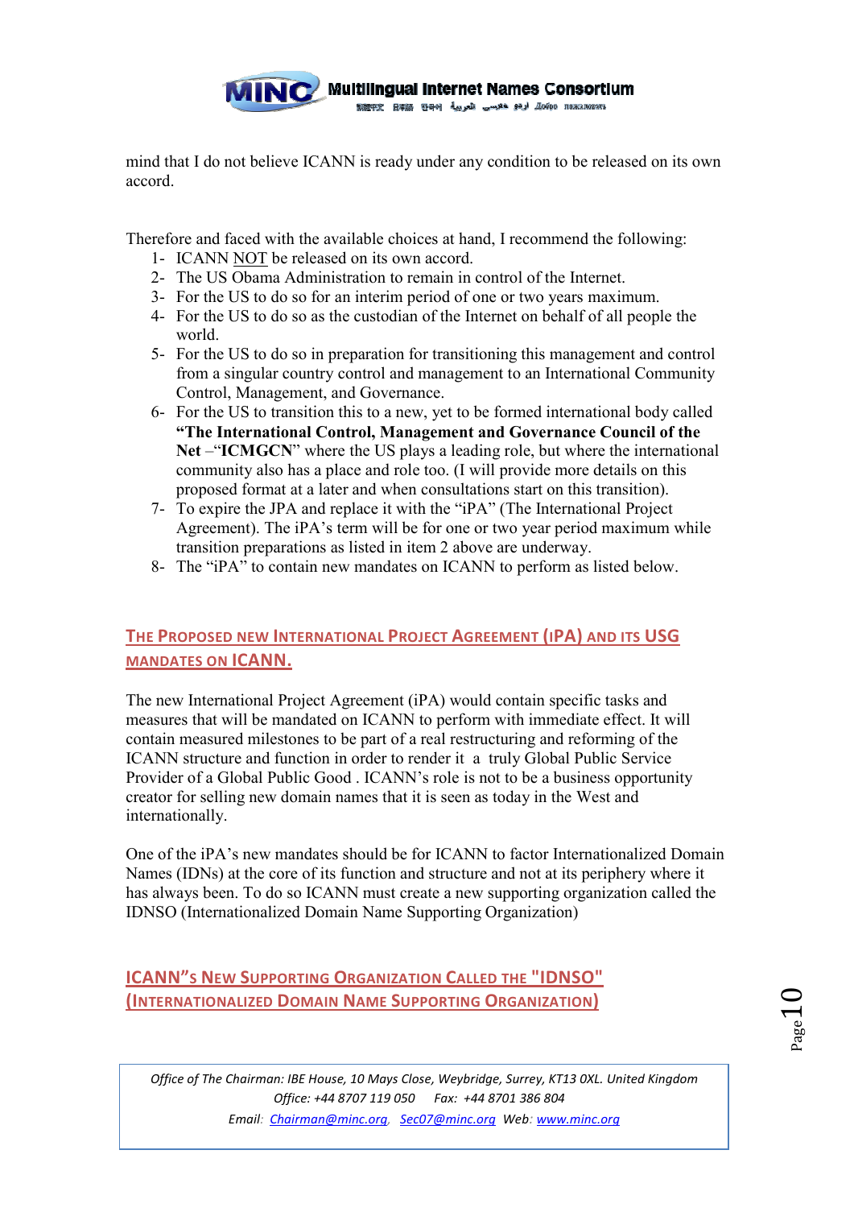mind that I do not believe ICANN is ready under any condition to be released on its own accord.

Therefore and faced with the available choices at hand, I recommend the following:

1- ICANN NOT be released on its own accord.
2- The US Obama Administration to remain in control of the Internet.
3- For the US to do so for an interim period of one or two years maximum.
4- For the US to do so as the custodian of the Internet on behalf of all people the world.
5- For the US to do so in preparation for transitioning this management and control from a singular country control and management to an International Community Control, Management, and Governance.
6- For the US to transition this to a new, yet to be formed international body called **"The International Control, Management and Governance Council of the Net** –"**ICMGCN**" where the US plays a leading role, but where the international community also has a place and role too. (I will provide more details on this proposed format at a later and when consultations start on this transition).
7- To expire the JPA and replace it with the "iPA" (The International Project Agreement). The iPA's term will be for one or two year period maximum while transition preparations as listed in item 2 above are underway.
8- The "iPA" to contain new mandates on ICANN to perform as listed below.

## THE PROPOSED NEW INTERNATIONAL PROJECT AGREEMENT (IPA) AND ITS USG MANDATES ON ICANN.

The new International Project Agreement (iPA) would contain specific tasks and measures that will be mandated on ICANN to perform with immediate effect. It will contain measured milestones to be part of a real restructuring and reforming of the ICANN structure and function in order to render it a truly Global Public Service Provider of a Global Public Good . ICANN's role is not to be a business opportunity creator for selling new domain names that it is seen as today in the West and internationally.

One of the iPA's new mandates should be for ICANN to factor Internationalized Domain Names (IDNs) at the core of its function and structure and not at its periphery where it has always been. To do so ICANN must create a new supporting organization called the IDNSO (Internationalized Domain Name Supporting Organization)

## ICANN"S NEW SUPPORTING ORGANIZATION CALLED THE "IDNSO" (INTERNATIONALIZED DOMAIN NAME SUPPORTING ORGANIZATION)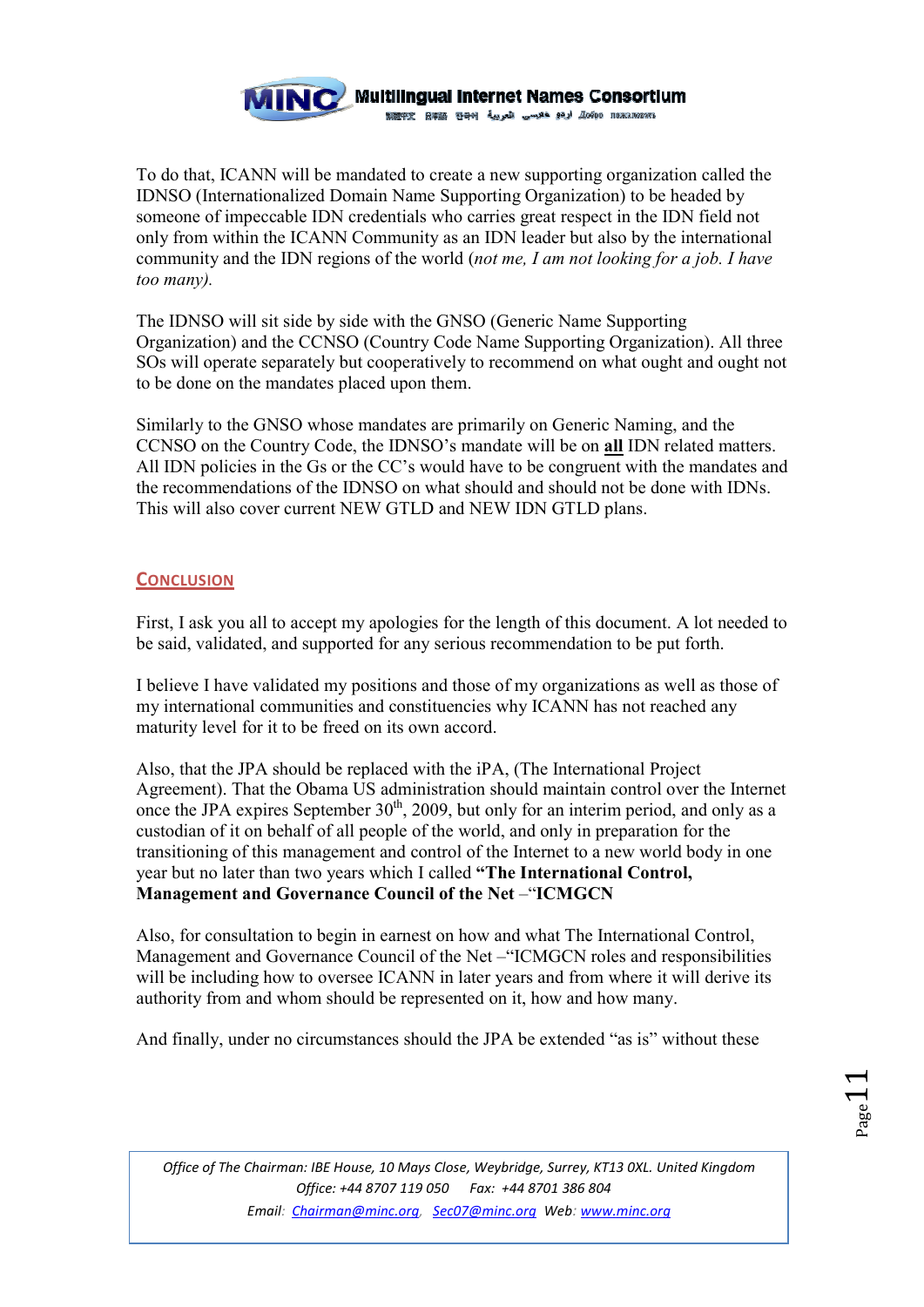To do that, ICANN will be mandated to create a new supporting organization called the IDNSO (Internationalized Domain Name Supporting Organization) to be headed by someone of impeccable IDN credentials who carries great respect in the IDN field not only from within the ICANN Community as an IDN leader but also by the international community and the IDN regions of the world (*not me, I am not looking for a job. I have too many).*

The IDNSO will sit side by side with the GNSO (Generic Name Supporting Organization) and the CCNSO (Country Code Name Supporting Organization). All three SOs will operate separately but cooperatively to recommend on what ought and ought not to be done on the mandates placed upon them.

Similarly to the GNSO whose mandates are primarily on Generic Naming, and the CCNSO on the Country Code, the IDNSO's mandate will be on **all** IDN related matters. All IDN policies in the Gs or the CC's would have to be congruent with the mandates and the recommendations of the IDNSO on what should and should not be done with IDNs. This will also cover current NEW GTLD and NEW IDN GTLD plans.

## CONCLUSION

First, I ask you all to accept my apologies for the length of this document. A lot needed to be said, validated, and supported for any serious recommendation to be put forth.

I believe I have validated my positions and those of my organizations as well as those of my international communities and constituencies why ICANN has not reached any maturity level for it to be freed on its own accord.

Also, that the JPA should be replaced with the iPA, (The International Project Agreement). That the Obama US administration should maintain control over the Internet once the JPA expires September 30th, 2009, but only for an interim period, and only as a custodian of it on behalf of all people of the world, and only in preparation for the transitioning of this management and control of the Internet to a new world body in one year but no later than two years which I called **"The International Control, Management and Governance Council of the Net** –"**ICMGCN**

Also, for consultation to begin in earnest on how and what The International Control, Management and Governance Council of the Net –"ICMGCN roles and responsibilities will be including how to oversee ICANN in later years and from where it will derive its authority from and whom should be represented on it, how and how many.

And finally, under no circumstances should the JPA be extended "as is" without these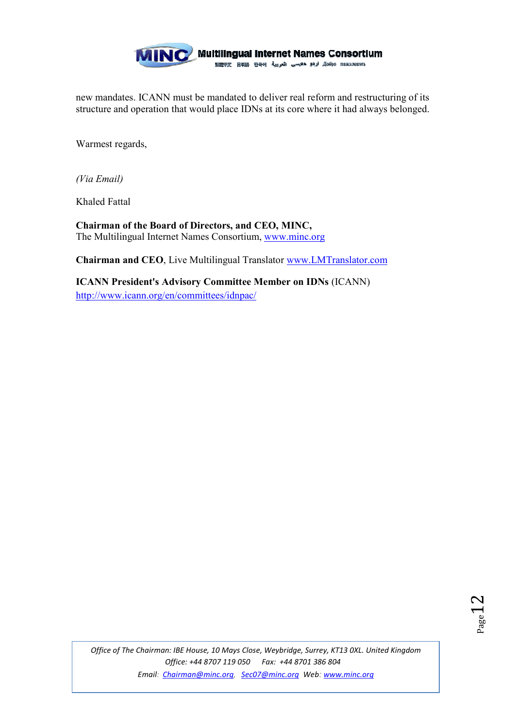new mandates. ICANN must be mandated to deliver real reform and restructuring of its structure and operation that would place IDNs at its core where it had always belonged.

Warmest regards,

*(Via Email)*

Khaled Fattal

**Chairman of the Board of Directors, and CEO, MINC,**
The Multilingual Internet Names Consortium, www.minc.org

**Chairman and CEO**, Live Multilingual Translator www.LMTranslator.com

**ICANN President's Advisory Committee Member on IDNs** (ICANN)
http://www.icann.org/en/committees/idnpac/